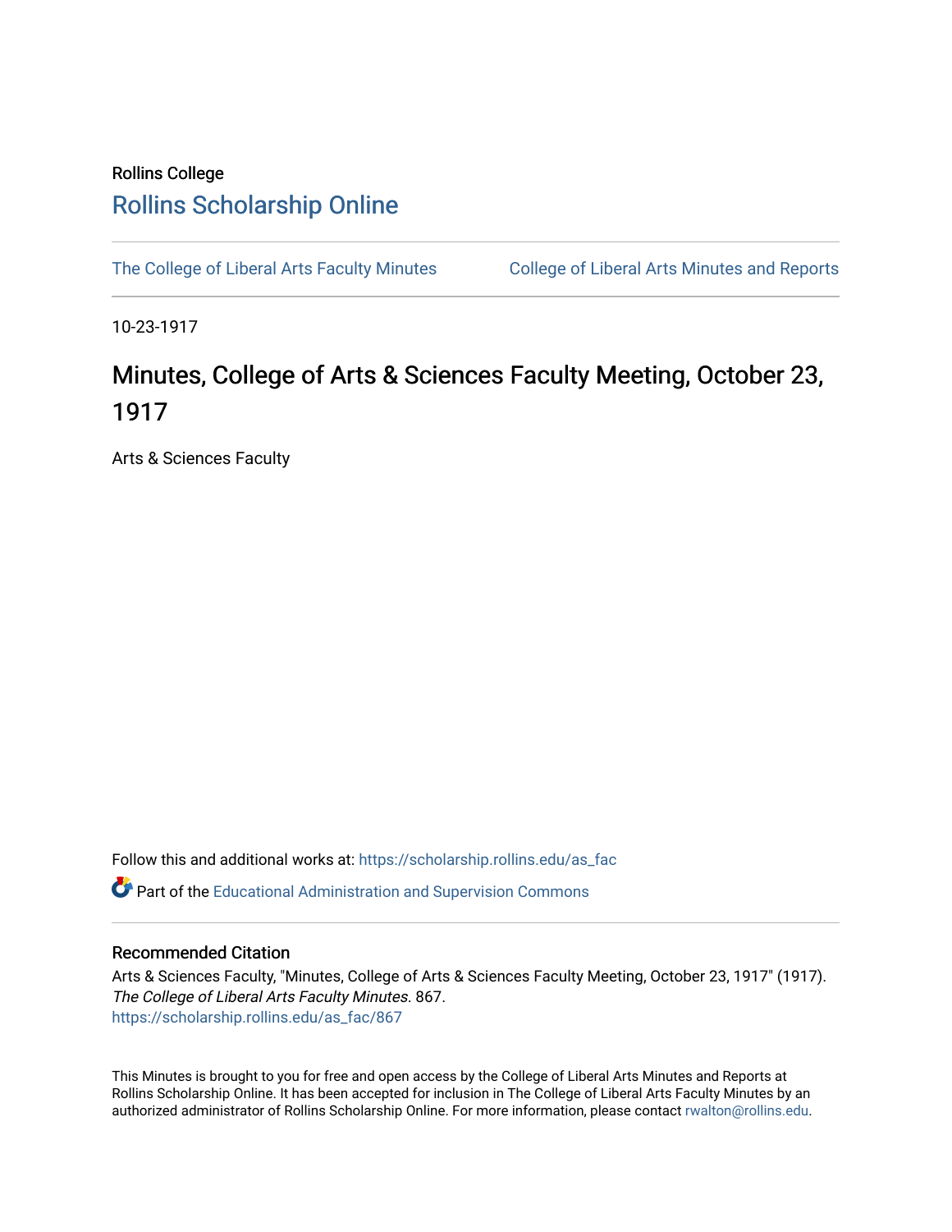Rollins College

# Rollins Scholarship Online

The College of Liberal Arts Faculty Minutes

College of Liberal Arts Minutes and Reports

10-23-1917

## Minutes, College of Arts & Sciences Faculty Meeting, October 23, 1917

Arts & Sciences Faculty

Follow this and additional works at: https://scholarship.rollins.edu/as_fac

Part of the Educational Administration and Supervision Commons

### Recommended Citation

Arts & Sciences Faculty, "Minutes, College of Arts & Sciences Faculty Meeting, October 23, 1917" (1917). *The College of Liberal Arts Faculty Minutes*. 867.
https://scholarship.rollins.edu/as_fac/867

This Minutes is brought to you for free and open access by the College of Liberal Arts Minutes and Reports at Rollins Scholarship Online. It has been accepted for inclusion in The College of Liberal Arts Faculty Minutes by an authorized administrator of Rollins Scholarship Online. For more information, please contact rwalton@rollins.edu.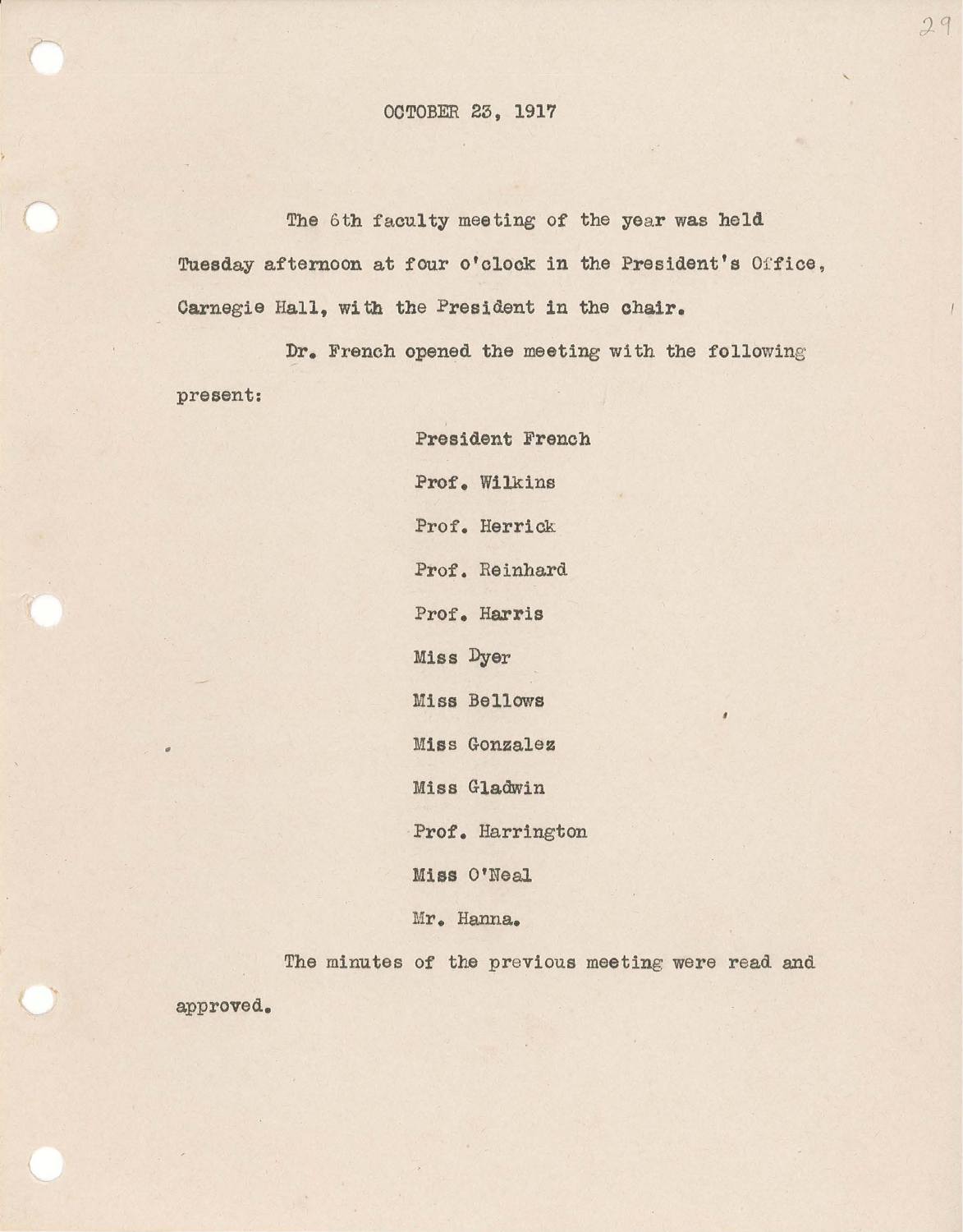OCTOBER 23, 1917

The 6th faculty meeting of the year was held Tuesday afternoon at four o'clock in the President's Office, Carnegie Hall, with the President in the chair.

Dr. French opened the meeting with the following present:

President French  
Prof. Wilkins  
Prof. Herrick  
Prof. Reinhard  
Prof. Harris  
Miss Dyer  
Miss Bellows  
Miss Gonzalez  
Miss Gladwin  
Prof. Harrington  
Miss O'Neal  
Mr. Hanna.

The minutes of the previous meeting were read and approved.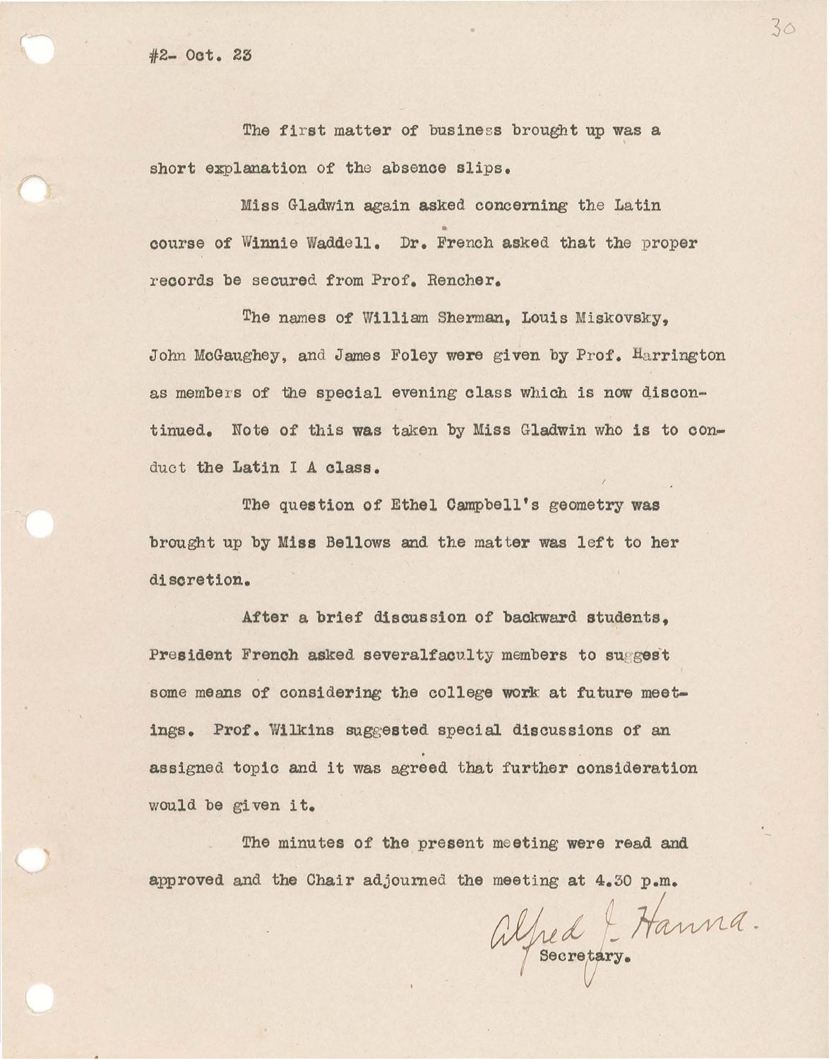#2- Oct. 23

The first matter of business brought up was a short explanation of the absence slips.

Miss Gladwin again asked concerning the Latin course of Winnie Waddell. Dr. French asked that the proper records be secured from Prof. Rencher.

The names of William Sherman, Louis Miskovsky, John McGaughey, and James Foley were given by Prof. Harrington as members of the special evening class which is now discontinued. Note of this was taken by Miss Gladwin who is to conduct the Latin I A class.

The question of Ethel Campbell's geometry was brought up by Miss Bellows and the matter was left to her discretion.

After a brief discussion of backward students, President French asked severalfaculty members to suggest some means of considering the college work at future meetings. Prof. Wilkins suggested special discussions of an assigned topic and it was agreed that further consideration would be given it.

The minutes of the present meeting were read and approved and the Chair adjourned the meeting at 4.30 p.m.

Alfred J. Hanna.
Secretary.